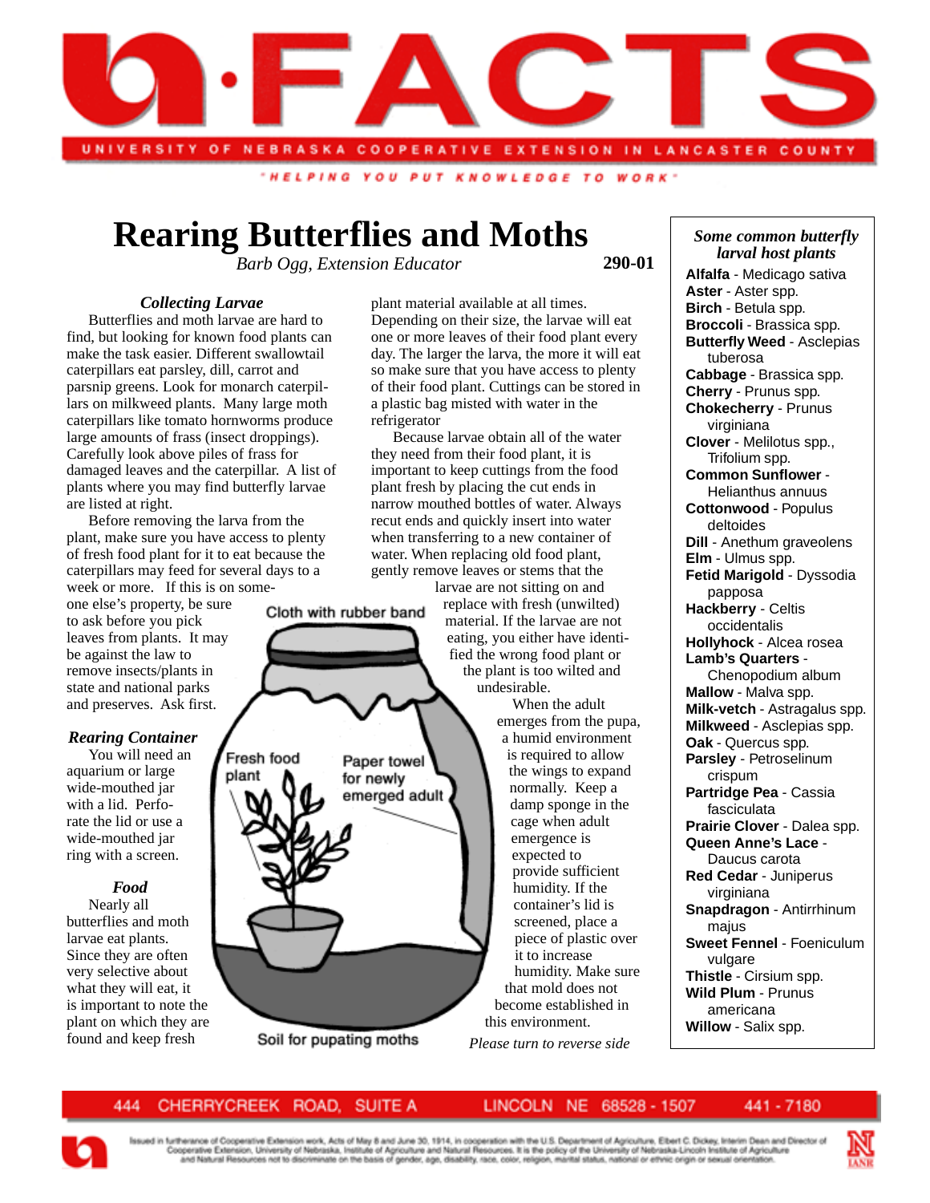# Rearing Butterflies and Moths

*Barb Ogg, Extension Educator*

**290-01**

### *Collecting Larvae*

Butterflies and moth larvae are hard to find, but looking for known food plants can make the task easier. Different swallowtail caterpillars eat parsley, dill, carrot and parsnip greens. Look for monarch caterpillars on milkweed plants. Many large moth caterpillars like tomato hornworms produce large amounts of frass (insect droppings). Carefully look above piles of frass for damaged leaves and the caterpillar. A list of plants where you may find butterfly larvae are listed at right.

Before removing the larva from the plant, make sure you have access to plenty of fresh food plant for it to eat because the caterpillars may feed for several days to a week or more. If this is on someone else's property, be sure to ask before you pick leaves from plants. It may be against the law to remove insects/plants in state and national parks and preserves. Ask first.

### *Rearing Container*

You will need an aquarium or large wide-mouthed jar with a lid. Perforate the lid or use a wide-mouthed jar ring with a screen.

### *Food*

Nearly all butterflies and moth larvae eat plants. Since they are often very selective about what they will eat, it is important to note the plant on which they are found and keep fresh plant material available at all times. Depending on their size, the larvae will eat one or more leaves of their food plant every day. The larger the larva, the more it will eat so make sure that you have access to plenty of their food plant. Cuttings can be stored in a plastic bag misted with water in the refrigerator

Because larvae obtain all of the water they need from their food plant, it is important to keep cuttings from the food plant fresh by placing the cut ends in narrow mouthed bottles of water. Always recut ends and quickly insert into water when transferring to a new container of water. When replacing old food plant, gently remove leaves or stems that the larvae are not sitting on and replace with fresh (unwilted) material. If the larvae are not eating, you either have identified the wrong food plant or the plant is too wilted and undesirable.

When the adult emerges from the pupa, a humid environment is required to allow the wings to expand normally. Keep a damp sponge in the cage when adult emergence is expected to provide sufficient humidity. If the container's lid is screened, place a piece of plastic over it to increase humidity. Make sure that mold does not become established in this environment.

Cloth with rubber band

Fresh food plant

Paper towel for newly emerged adult

Soil for pupating moths

*Please turn to reverse side*

---

***Some common butterfly larval host plants***

- **Alfalfa** - Medicago sativa
- **Aster** - Aster spp.
- **Birch** - Betula spp.
- **Broccoli** - Brassica spp.
- **Butterfly Weed** - Asclepias tuberosa
- **Cabbage** - Brassica spp.
- **Cherry** - Prunus spp.
- **Chokecherry** - Prunus virginiana
- **Clover** - Melilotus spp., Trifolium spp.
- **Common Sunflower** - Helianthus annuus
- **Cottonwood** - Populus deltoides
- **Dill** - Anethum graveolens
- **Elm** - Ulmus spp.
- **Fetid Marigold** - Dyssodia papposa
- **Hackberry** - Celtis occidentalis
- **Hollyhock** - Alcea rosea
- **Lamb's Quarters** - Chenopodium album
- **Mallow** - Malva spp.
- **Milk-vetch** - Astragalus spp.
- **Milkweed** - Asclepias spp.
- **Oak** - Quercus spp.
- **Parsley** - Petroselinum crispum
- **Partridge Pea** - Cassia fasciculata
- **Prairie Clover** - Dalea spp.
- **Queen Anne's Lace** - Daucus carota
- **Red Cedar** - Juniperus virginiana
- **Snapdragon** - Antirrhinum majus
- **Sweet Fennel** - Foeniculum vulgare
- **Thistle** - Cirsium spp.
- **Wild Plum** - Prunus americana
- **Willow** - Salix spp.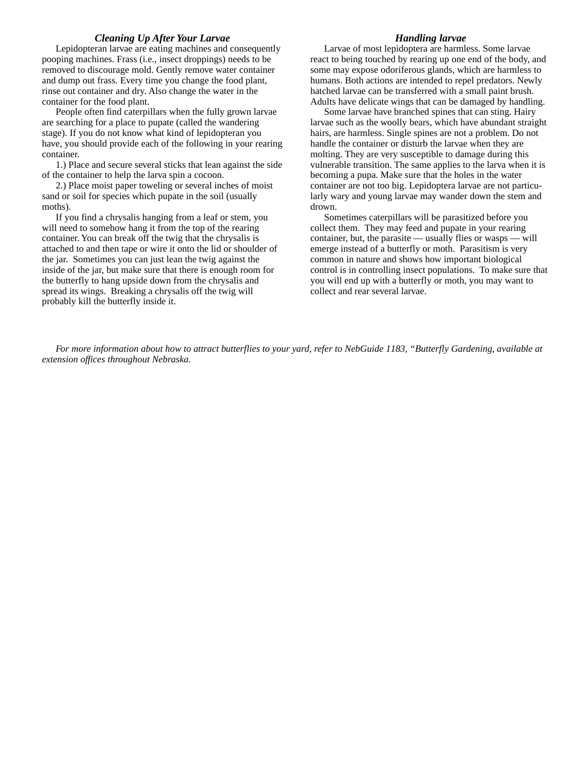### *Cleaning Up After Your Larvae*

Lepidopteran larvae are eating machines and consequently pooping machines. Frass (i.e., insect droppings) needs to be removed to discourage mold. Gently remove water container and dump out frass. Every time you change the food plant, rinse out container and dry. Also change the water in the container for the food plant.

People often find caterpillars when the fully grown larvae are searching for a place to pupate (called the wandering stage). If you do not know what kind of lepidopteran you have, you should provide each of the following in your rearing container.

1.) Place and secure several sticks that lean against the side of the container to help the larva spin a cocoon.

2.) Place moist paper toweling or several inches of moist sand or soil for species which pupate in the soil (usually moths).

If you find a chrysalis hanging from a leaf or stem, you will need to somehow hang it from the top of the rearing container. You can break off the twig that the chrysalis is attached to and then tape or wire it onto the lid or shoulder of the jar. Sometimes you can just lean the twig against the inside of the jar, but make sure that there is enough room for the butterfly to hang upside down from the chrysalis and spread its wings. Breaking a chrysalis off the twig will probably kill the butterfly inside it.

### *Handling larvae*

Larvae of most lepidoptera are harmless. Some larvae react to being touched by rearing up one end of the body, and some may expose odoriferous glands, which are harmless to humans. Both actions are intended to repel predators. Newly hatched larvae can be transferred with a small paint brush. Adults have delicate wings that can be damaged by handling.

Some larvae have branched spines that can sting. Hairy larvae such as the woolly bears, which have abundant straight hairs, are harmless. Single spines are not a problem. Do not handle the container or disturb the larvae when they are molting. They are very susceptible to damage during this vulnerable transition. The same applies to the larva when it is becoming a pupa. Make sure that the holes in the water container are not too big. Lepidoptera larvae are not particularly wary and young larvae may wander down the stem and drown.

Sometimes caterpillars will be parasitized before you collect them. They may feed and pupate in your rearing container, but, the parasite — usually flies or wasps — will emerge instead of a butterfly or moth. Parasitism is very common in nature and shows how important biological control is in controlling insect populations. To make sure that you will end up with a butterfly or moth, you may want to collect and rear several larvae.

*For more information about how to attract butterflies to your yard, refer to NebGuide 1183, "Butterfly Gardening, available at extension offices throughout Nebraska.*